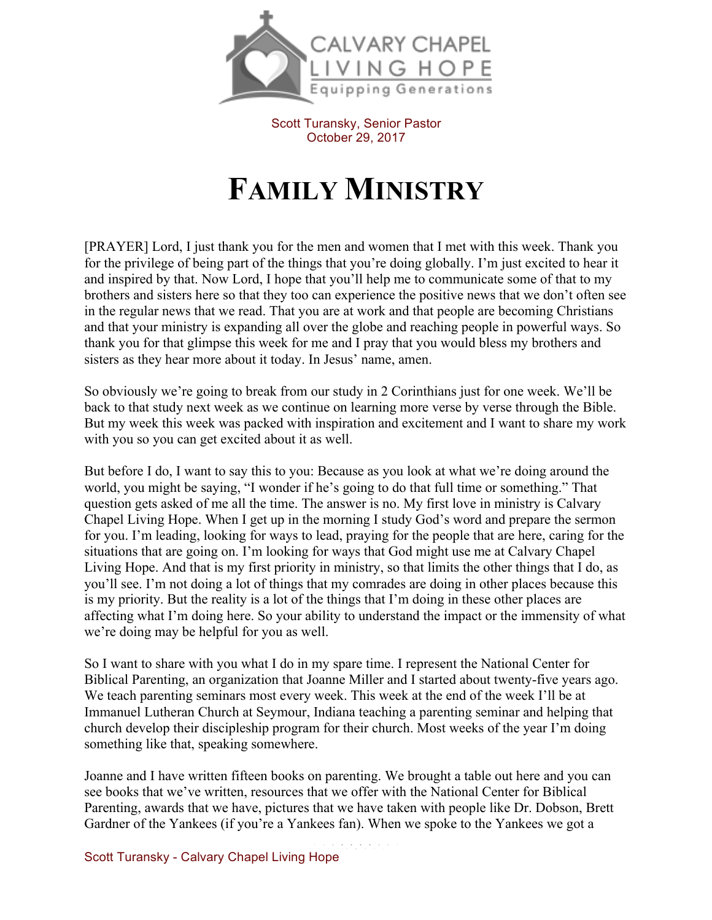Scott Turansky, Senior Pastor
October 29, 2017

# FAMILY MINISTRY

[PRAYER] Lord, I just thank you for the men and women that I met with this week. Thank you for the privilege of being part of the things that you're doing globally. I'm just excited to hear it and inspired by that. Now Lord, I hope that you'll help me to communicate some of that to my brothers and sisters here so that they too can experience the positive news that we don't often see in the regular news that we read. That you are at work and that people are becoming Christians and that your ministry is expanding all over the globe and reaching people in powerful ways. So thank you for that glimpse this week for me and I pray that you would bless my brothers and sisters as they hear more about it today. In Jesus' name, amen.

So obviously we're going to break from our study in 2 Corinthians just for one week. We'll be back to that study next week as we continue on learning more verse by verse through the Bible. But my week this week was packed with inspiration and excitement and I want to share my work with you so you can get excited about it as well.

But before I do, I want to say this to you: Because as you look at what we're doing around the world, you might be saying, "I wonder if he's going to do that full time or something." That question gets asked of me all the time. The answer is no. My first love in ministry is Calvary Chapel Living Hope. When I get up in the morning I study God's word and prepare the sermon for you. I'm leading, looking for ways to lead, praying for the people that are here, caring for the situations that are going on. I'm looking for ways that God might use me at Calvary Chapel Living Hope. And that is my first priority in ministry, so that limits the other things that I do, as you'll see. I'm not doing a lot of things that my comrades are doing in other places because this is my priority. But the reality is a lot of the things that I'm doing in these other places are affecting what I'm doing here. So your ability to understand the impact or the immensity of what we're doing may be helpful for you as well.

So I want to share with you what I do in my spare time. I represent the National Center for Biblical Parenting, an organization that Joanne Miller and I started about twenty-five years ago. We teach parenting seminars most every week. This week at the end of the week I'll be at Immanuel Lutheran Church at Seymour, Indiana teaching a parenting seminar and helping that church develop their discipleship program for their church. Most weeks of the year I'm doing something like that, speaking somewhere.

Joanne and I have written fifteen books on parenting. We brought a table out here and you can see books that we've written, resources that we offer with the National Center for Biblical Parenting, awards that we have, pictures that we have taken with people like Dr. Dobson, Brett Gardner of the Yankees (if you're a Yankees fan). When we spoke to the Yankees we got a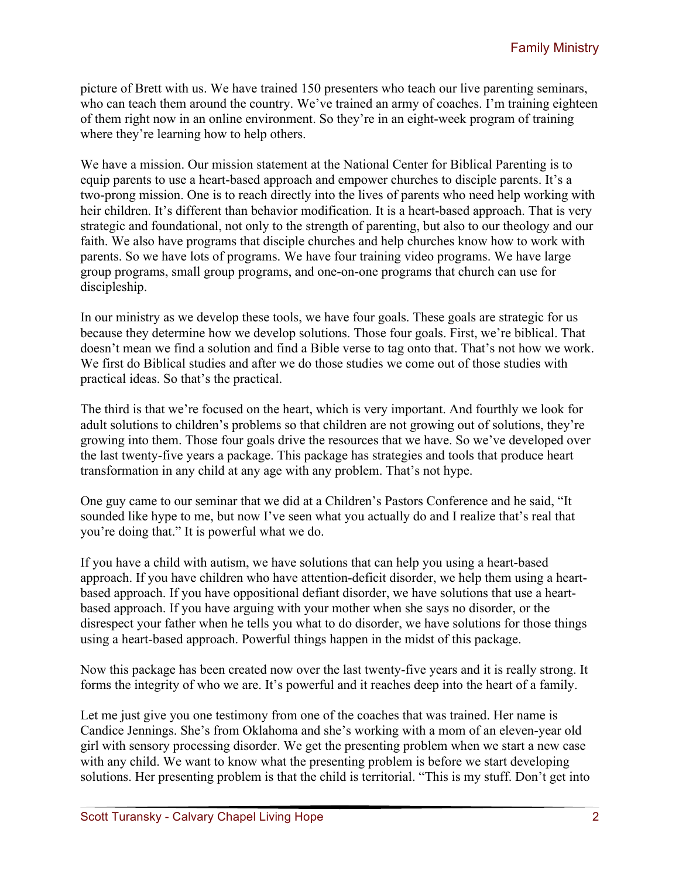picture of Brett with us. We have trained 150 presenters who teach our live parenting seminars, who can teach them around the country. We've trained an army of coaches. I'm training eighteen of them right now in an online environment. So they're in an eight-week program of training where they're learning how to help others.

We have a mission. Our mission statement at the National Center for Biblical Parenting is to equip parents to use a heart-based approach and empower churches to disciple parents. It's a two-prong mission. One is to reach directly into the lives of parents who need help working with heir children. It's different than behavior modification. It is a heart-based approach. That is very strategic and foundational, not only to the strength of parenting, but also to our theology and our faith. We also have programs that disciple churches and help churches know how to work with parents. So we have lots of programs. We have four training video programs. We have large group programs, small group programs, and one-on-one programs that church can use for discipleship.

In our ministry as we develop these tools, we have four goals. These goals are strategic for us because they determine how we develop solutions. Those four goals. First, we're biblical. That doesn't mean we find a solution and find a Bible verse to tag onto that. That's not how we work. We first do Biblical studies and after we do those studies we come out of those studies with practical ideas. So that's the practical.

The third is that we're focused on the heart, which is very important. And fourthly we look for adult solutions to children's problems so that children are not growing out of solutions, they're growing into them. Those four goals drive the resources that we have. So we've developed over the last twenty-five years a package. This package has strategies and tools that produce heart transformation in any child at any age with any problem. That's not hype.

One guy came to our seminar that we did at a Children's Pastors Conference and he said, "It sounded like hype to me, but now I've seen what you actually do and I realize that's real that you're doing that." It is powerful what we do.

If you have a child with autism, we have solutions that can help you using a heart-based approach. If you have children who have attention-deficit disorder, we help them using a heart-based approach. If you have oppositional defiant disorder, we have solutions that use a heart-based approach. If you have arguing with your mother when she says no disorder, or the disrespect your father when he tells you what to do disorder, we have solutions for those things using a heart-based approach. Powerful things happen in the midst of this package.

Now this package has been created now over the last twenty-five years and it is really strong. It forms the integrity of who we are. It's powerful and it reaches deep into the heart of a family.

Let me just give you one testimony from one of the coaches that was trained. Her name is Candice Jennings. She's from Oklahoma and she's working with a mom of an eleven-year old girl with sensory processing disorder. We get the presenting problem when we start a new case with any child. We want to know what the presenting problem is before we start developing solutions. Her presenting problem is that the child is territorial. "This is my stuff. Don't get into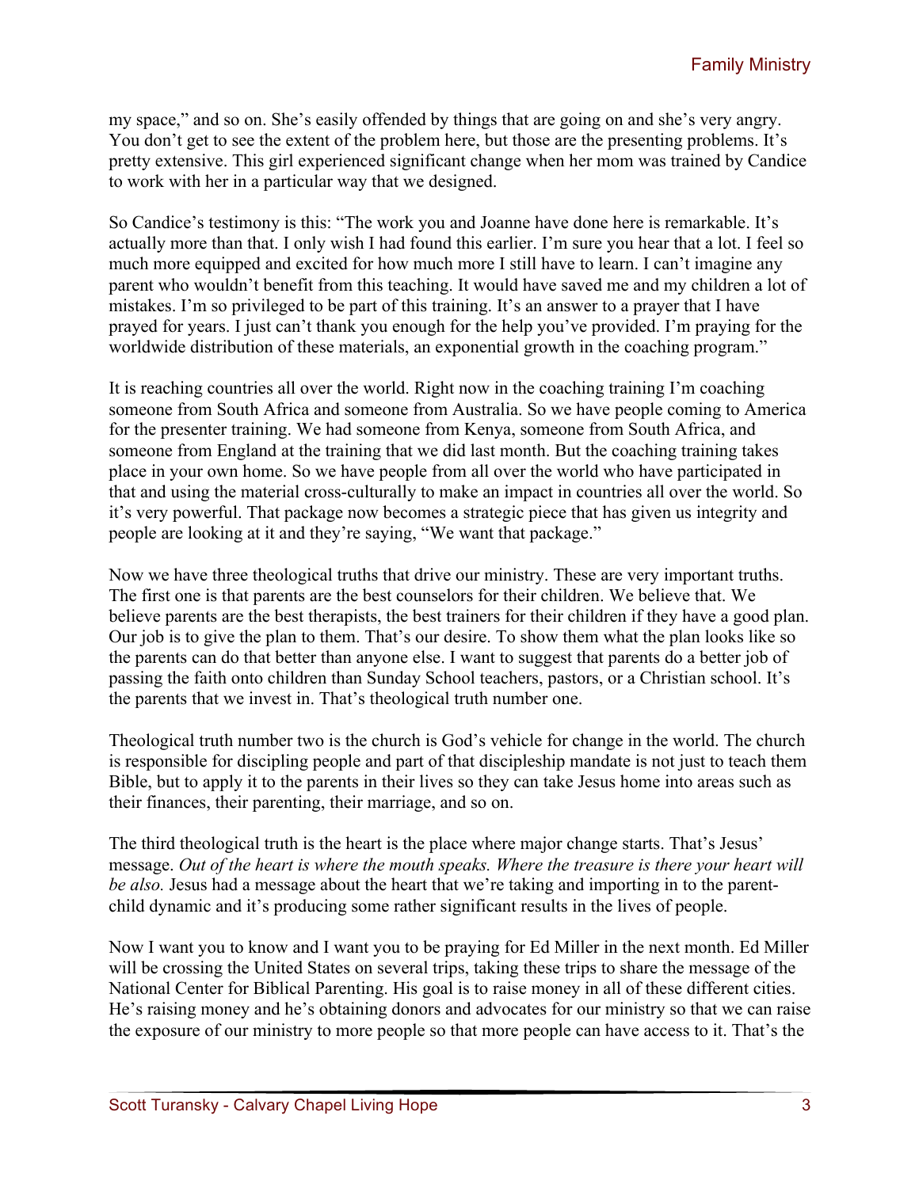my space," and so on. She's easily offended by things that are going on and she's very angry. You don't get to see the extent of the problem here, but those are the presenting problems. It's pretty extensive. This girl experienced significant change when her mom was trained by Candice to work with her in a particular way that we designed.

So Candice's testimony is this: "The work you and Joanne have done here is remarkable. It's actually more than that. I only wish I had found this earlier. I'm sure you hear that a lot. I feel so much more equipped and excited for how much more I still have to learn. I can't imagine any parent who wouldn't benefit from this teaching. It would have saved me and my children a lot of mistakes. I'm so privileged to be part of this training. It's an answer to a prayer that I have prayed for years. I just can't thank you enough for the help you've provided. I'm praying for the worldwide distribution of these materials, an exponential growth in the coaching program."

It is reaching countries all over the world. Right now in the coaching training I'm coaching someone from South Africa and someone from Australia. So we have people coming to America for the presenter training. We had someone from Kenya, someone from South Africa, and someone from England at the training that we did last month. But the coaching training takes place in your own home. So we have people from all over the world who have participated in that and using the material cross-culturally to make an impact in countries all over the world. So it's very powerful. That package now becomes a strategic piece that has given us integrity and people are looking at it and they're saying, "We want that package."

Now we have three theological truths that drive our ministry. These are very important truths. The first one is that parents are the best counselors for their children. We believe that. We believe parents are the best therapists, the best trainers for their children if they have a good plan. Our job is to give the plan to them. That's our desire. To show them what the plan looks like so the parents can do that better than anyone else. I want to suggest that parents do a better job of passing the faith onto children than Sunday School teachers, pastors, or a Christian school. It's the parents that we invest in. That's theological truth number one.

Theological truth number two is the church is God's vehicle for change in the world. The church is responsible for discipling people and part of that discipleship mandate is not just to teach them Bible, but to apply it to the parents in their lives so they can take Jesus home into areas such as their finances, their parenting, their marriage, and so on.

The third theological truth is the heart is the place where major change starts. That's Jesus' message. *Out of the heart is where the mouth speaks. Where the treasure is there your heart will be also.* Jesus had a message about the heart that we're taking and importing in to the parent-child dynamic and it's producing some rather significant results in the lives of people.

Now I want you to know and I want you to be praying for Ed Miller in the next month. Ed Miller will be crossing the United States on several trips, taking these trips to share the message of the National Center for Biblical Parenting. His goal is to raise money in all of these different cities. He's raising money and he's obtaining donors and advocates for our ministry so that we can raise the exposure of our ministry to more people so that more people can have access to it. That's the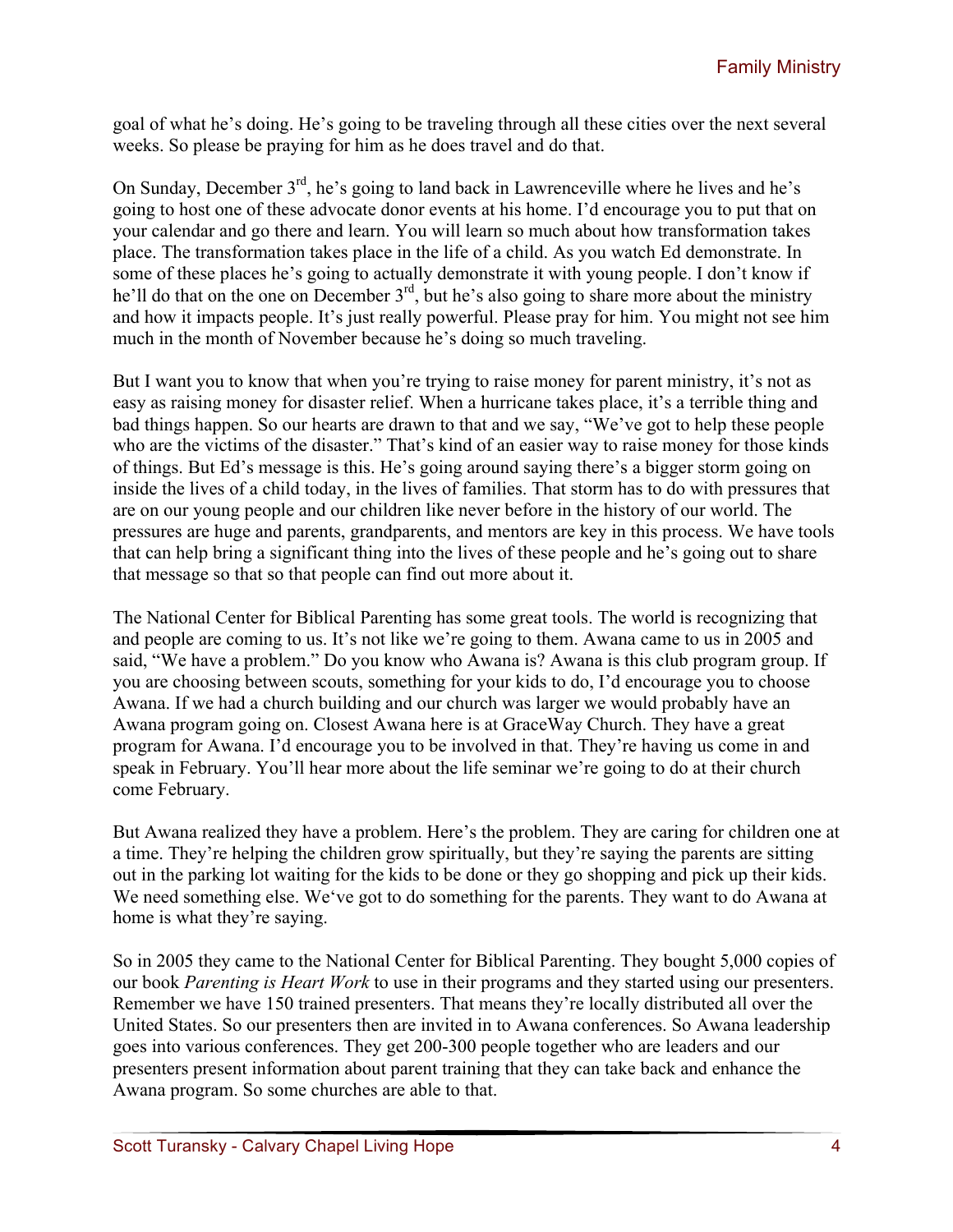goal of what he's doing. He's going to be traveling through all these cities over the next several weeks. So please be praying for him as he does travel and do that.

On Sunday, December 3rd, he's going to land back in Lawrenceville where he lives and he's going to host one of these advocate donor events at his home. I'd encourage you to put that on your calendar and go there and learn. You will learn so much about how transformation takes place. The transformation takes place in the life of a child. As you watch Ed demonstrate. In some of these places he's going to actually demonstrate it with young people. I don't know if he'll do that on the one on December 3rd, but he's also going to share more about the ministry and how it impacts people. It's just really powerful. Please pray for him. You might not see him much in the month of November because he's doing so much traveling.

But I want you to know that when you're trying to raise money for parent ministry, it's not as easy as raising money for disaster relief. When a hurricane takes place, it's a terrible thing and bad things happen. So our hearts are drawn to that and we say, "We've got to help these people who are the victims of the disaster." That's kind of an easier way to raise money for those kinds of things. But Ed's message is this. He's going around saying there's a bigger storm going on inside the lives of a child today, in the lives of families. That storm has to do with pressures that are on our young people and our children like never before in the history of our world. The pressures are huge and parents, grandparents, and mentors are key in this process. We have tools that can help bring a significant thing into the lives of these people and he's going out to share that message so that so that people can find out more about it.

The National Center for Biblical Parenting has some great tools. The world is recognizing that and people are coming to us. It's not like we're going to them. Awana came to us in 2005 and said, "We have a problem." Do you know who Awana is? Awana is this club program group. If you are choosing between scouts, something for your kids to do, I'd encourage you to choose Awana. If we had a church building and our church was larger we would probably have an Awana program going on. Closest Awana here is at GraceWay Church. They have a great program for Awana. I'd encourage you to be involved in that. They're having us come in and speak in February. You'll hear more about the life seminar we're going to do at their church come February.

But Awana realized they have a problem. Here's the problem. They are caring for children one at a time. They're helping the children grow spiritually, but they're saying the parents are sitting out in the parking lot waiting for the kids to be done or they go shopping and pick up their kids. We need something else. We've got to do something for the parents. They want to do Awana at home is what they're saying.

So in 2005 they came to the National Center for Biblical Parenting. They bought 5,000 copies of our book *Parenting is Heart Work* to use in their programs and they started using our presenters. Remember we have 150 trained presenters. That means they're locally distributed all over the United States. So our presenters then are invited in to Awana conferences. So Awana leadership goes into various conferences. They get 200-300 people together who are leaders and our presenters present information about parent training that they can take back and enhance the Awana program. So some churches are able to that.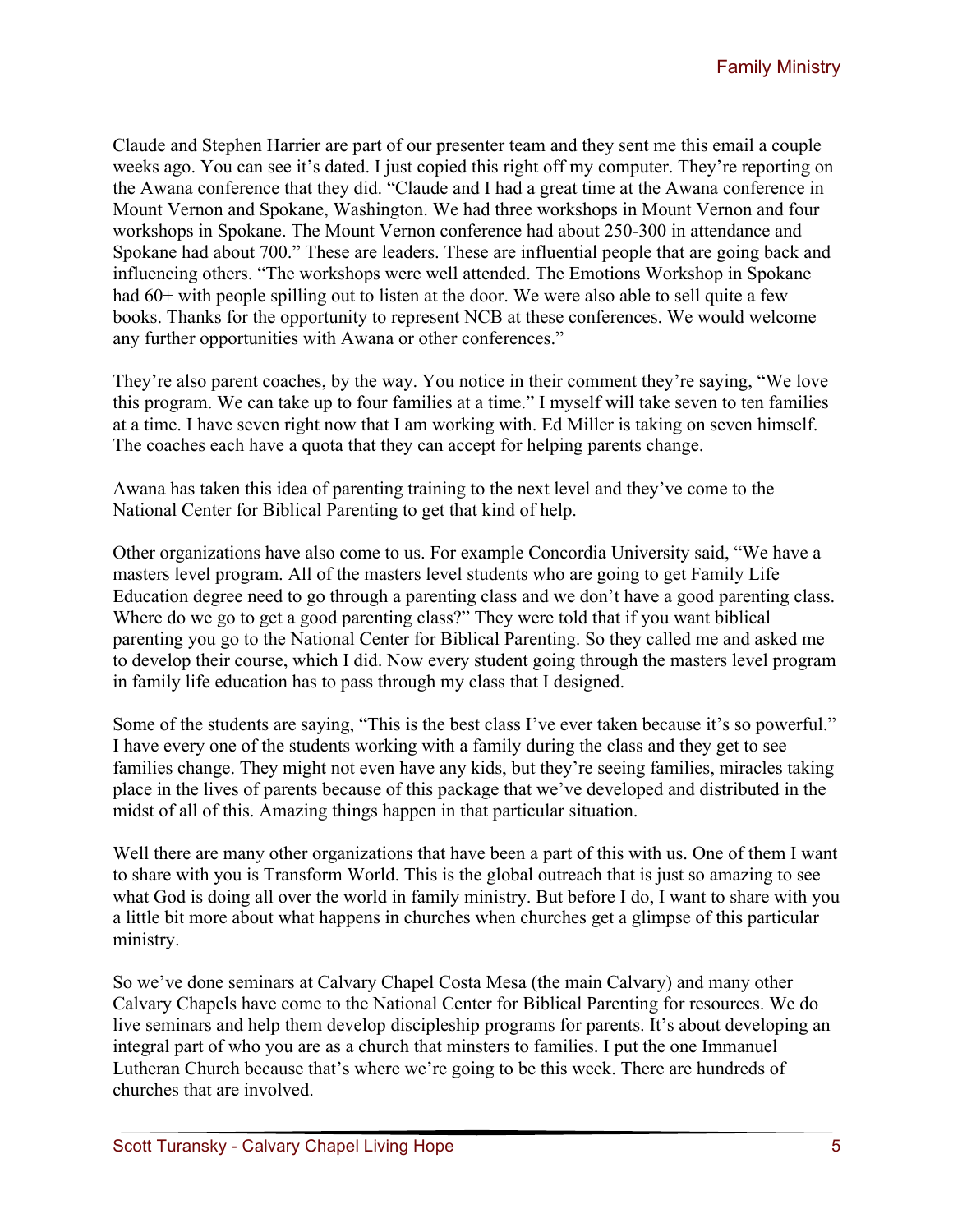Claude and Stephen Harrier are part of our presenter team and they sent me this email a couple weeks ago. You can see it's dated. I just copied this right off my computer. They're reporting on the Awana conference that they did. "Claude and I had a great time at the Awana conference in Mount Vernon and Spokane, Washington. We had three workshops in Mount Vernon and four workshops in Spokane. The Mount Vernon conference had about 250-300 in attendance and Spokane had about 700." These are leaders. These are influential people that are going back and influencing others. "The workshops were well attended. The Emotions Workshop in Spokane had 60+ with people spilling out to listen at the door. We were also able to sell quite a few books. Thanks for the opportunity to represent NCB at these conferences. We would welcome any further opportunities with Awana or other conferences."

They're also parent coaches, by the way. You notice in their comment they're saying, "We love this program. We can take up to four families at a time." I myself will take seven to ten families at a time. I have seven right now that I am working with. Ed Miller is taking on seven himself. The coaches each have a quota that they can accept for helping parents change.

Awana has taken this idea of parenting training to the next level and they've come to the National Center for Biblical Parenting to get that kind of help.

Other organizations have also come to us. For example Concordia University said, "We have a masters level program. All of the masters level students who are going to get Family Life Education degree need to go through a parenting class and we don't have a good parenting class. Where do we go to get a good parenting class?" They were told that if you want biblical parenting you go to the National Center for Biblical Parenting. So they called me and asked me to develop their course, which I did. Now every student going through the masters level program in family life education has to pass through my class that I designed.

Some of the students are saying, "This is the best class I've ever taken because it's so powerful." I have every one of the students working with a family during the class and they get to see families change. They might not even have any kids, but they're seeing families, miracles taking place in the lives of parents because of this package that we've developed and distributed in the midst of all of this. Amazing things happen in that particular situation.

Well there are many other organizations that have been a part of this with us. One of them I want to share with you is Transform World. This is the global outreach that is just so amazing to see what God is doing all over the world in family ministry. But before I do, I want to share with you a little bit more about what happens in churches when churches get a glimpse of this particular ministry.

So we've done seminars at Calvary Chapel Costa Mesa (the main Calvary) and many other Calvary Chapels have come to the National Center for Biblical Parenting for resources. We do live seminars and help them develop discipleship programs for parents. It's about developing an integral part of who you are as a church that minsters to families. I put the one Immanuel Lutheran Church because that's where we're going to be this week. There are hundreds of churches that are involved.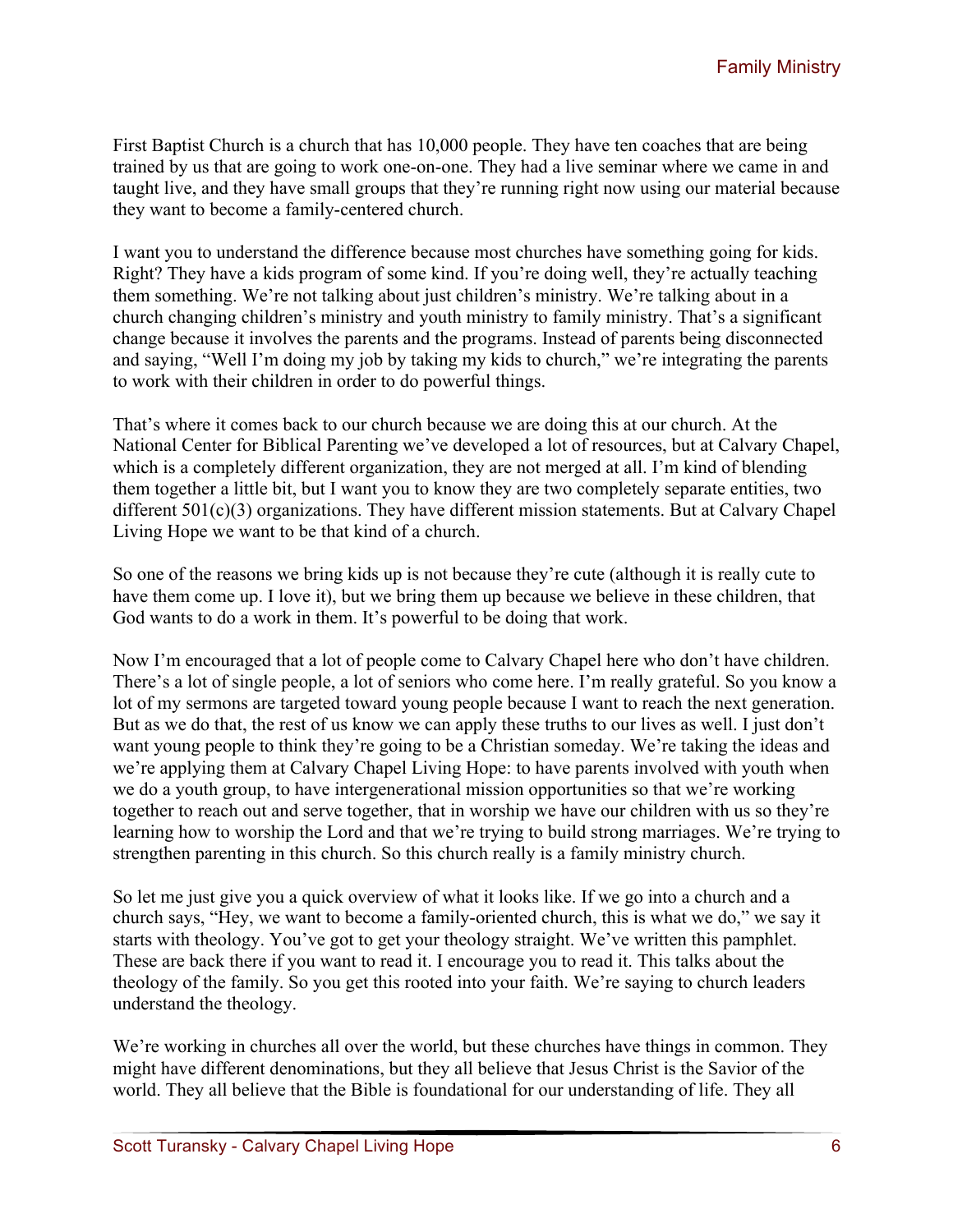First Baptist Church is a church that has 10,000 people. They have ten coaches that are being trained by us that are going to work one-on-one. They had a live seminar where we came in and taught live, and they have small groups that they're running right now using our material because they want to become a family-centered church.

I want you to understand the difference because most churches have something going for kids. Right? They have a kids program of some kind. If you're doing well, they're actually teaching them something. We're not talking about just children's ministry. We're talking about in a church changing children's ministry and youth ministry to family ministry. That's a significant change because it involves the parents and the programs. Instead of parents being disconnected and saying, "Well I'm doing my job by taking my kids to church," we're integrating the parents to work with their children in order to do powerful things.

That's where it comes back to our church because we are doing this at our church. At the National Center for Biblical Parenting we've developed a lot of resources, but at Calvary Chapel, which is a completely different organization, they are not merged at all. I'm kind of blending them together a little bit, but I want you to know they are two completely separate entities, two different 501(c)(3) organizations. They have different mission statements. But at Calvary Chapel Living Hope we want to be that kind of a church.

So one of the reasons we bring kids up is not because they're cute (although it is really cute to have them come up. I love it), but we bring them up because we believe in these children, that God wants to do a work in them. It's powerful to be doing that work.

Now I'm encouraged that a lot of people come to Calvary Chapel here who don't have children. There's a lot of single people, a lot of seniors who come here. I'm really grateful. So you know a lot of my sermons are targeted toward young people because I want to reach the next generation. But as we do that, the rest of us know we can apply these truths to our lives as well. I just don't want young people to think they're going to be a Christian someday. We're taking the ideas and we're applying them at Calvary Chapel Living Hope: to have parents involved with youth when we do a youth group, to have intergenerational mission opportunities so that we're working together to reach out and serve together, that in worship we have our children with us so they're learning how to worship the Lord and that we're trying to build strong marriages. We're trying to strengthen parenting in this church. So this church really is a family ministry church.

So let me just give you a quick overview of what it looks like. If we go into a church and a church says, "Hey, we want to become a family-oriented church, this is what we do," we say it starts with theology. You've got to get your theology straight. We've written this pamphlet. These are back there if you want to read it. I encourage you to read it. This talks about the theology of the family. So you get this rooted into your faith. We're saying to church leaders understand the theology.

We're working in churches all over the world, but these churches have things in common. They might have different denominations, but they all believe that Jesus Christ is the Savior of the world. They all believe that the Bible is foundational for our understanding of life. They all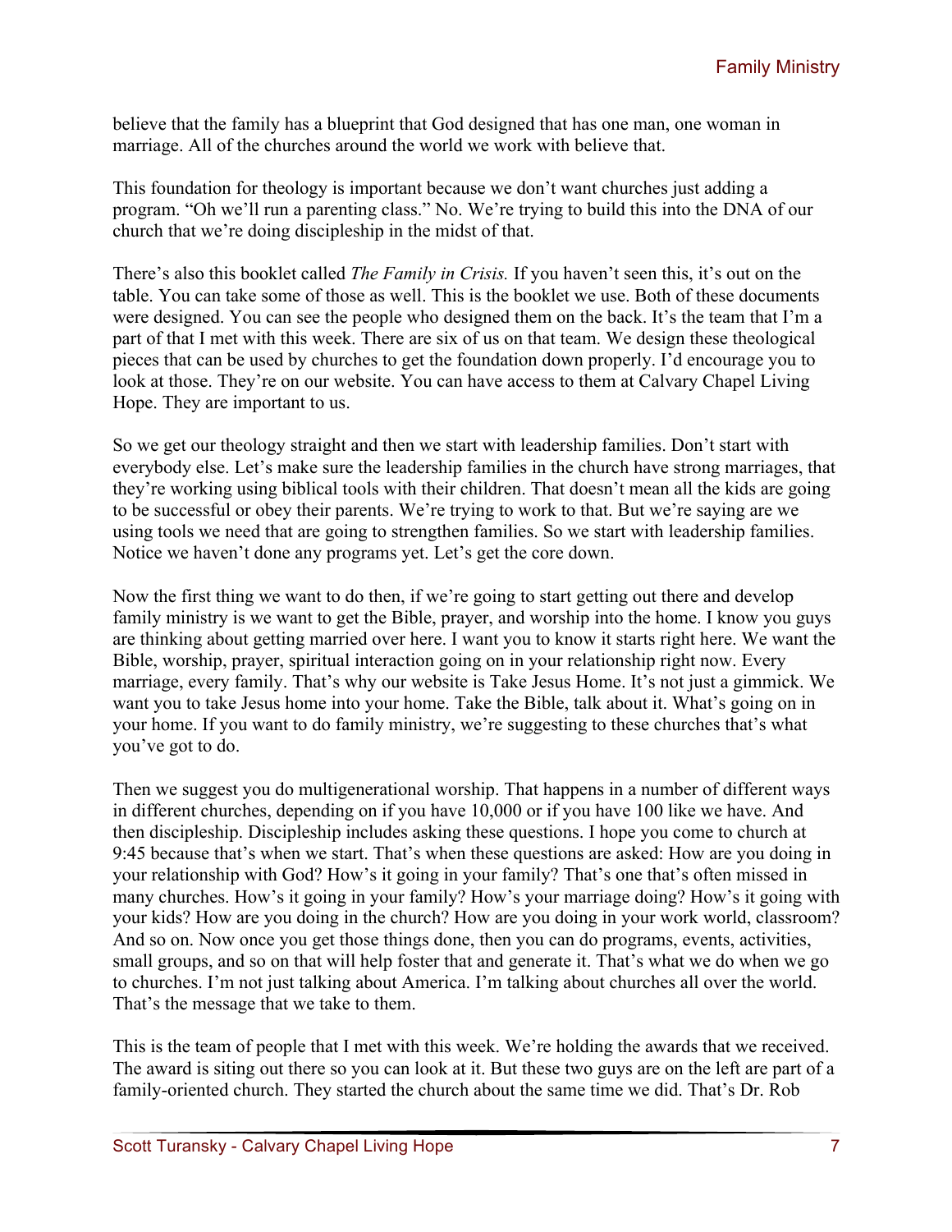believe that the family has a blueprint that God designed that has one man, one woman in marriage. All of the churches around the world we work with believe that.

This foundation for theology is important because we don't want churches just adding a program. "Oh we'll run a parenting class." No. We're trying to build this into the DNA of our church that we're doing discipleship in the midst of that.

There's also this booklet called *The Family in Crisis.* If you haven't seen this, it's out on the table. You can take some of those as well. This is the booklet we use. Both of these documents were designed. You can see the people who designed them on the back. It's the team that I'm a part of that I met with this week. There are six of us on that team. We design these theological pieces that can be used by churches to get the foundation down properly. I'd encourage you to look at those. They're on our website. You can have access to them at Calvary Chapel Living Hope. They are important to us.

So we get our theology straight and then we start with leadership families. Don't start with everybody else. Let's make sure the leadership families in the church have strong marriages, that they're working using biblical tools with their children. That doesn't mean all the kids are going to be successful or obey their parents. We're trying to work to that. But we're saying are we using tools we need that are going to strengthen families. So we start with leadership families. Notice we haven't done any programs yet. Let's get the core down.

Now the first thing we want to do then, if we're going to start getting out there and develop family ministry is we want to get the Bible, prayer, and worship into the home. I know you guys are thinking about getting married over here. I want you to know it starts right here. We want the Bible, worship, prayer, spiritual interaction going on in your relationship right now. Every marriage, every family. That's why our website is Take Jesus Home. It's not just a gimmick. We want you to take Jesus home into your home. Take the Bible, talk about it. What's going on in your home. If you want to do family ministry, we're suggesting to these churches that's what you've got to do.

Then we suggest you do multigenerational worship. That happens in a number of different ways in different churches, depending on if you have 10,000 or if you have 100 like we have. And then discipleship. Discipleship includes asking these questions. I hope you come to church at 9:45 because that's when we start. That's when these questions are asked: How are you doing in your relationship with God? How's it going in your family? That's one that's often missed in many churches. How's it going in your family? How's your marriage doing? How's it going with your kids? How are you doing in the church? How are you doing in your work world, classroom? And so on. Now once you get those things done, then you can do programs, events, activities, small groups, and so on that will help foster that and generate it. That's what we do when we go to churches. I'm not just talking about America. I'm talking about churches all over the world. That's the message that we take to them.

This is the team of people that I met with this week. We're holding the awards that we received. The award is siting out there so you can look at it. But these two guys are on the left are part of a family-oriented church. They started the church about the same time we did. That's Dr. Rob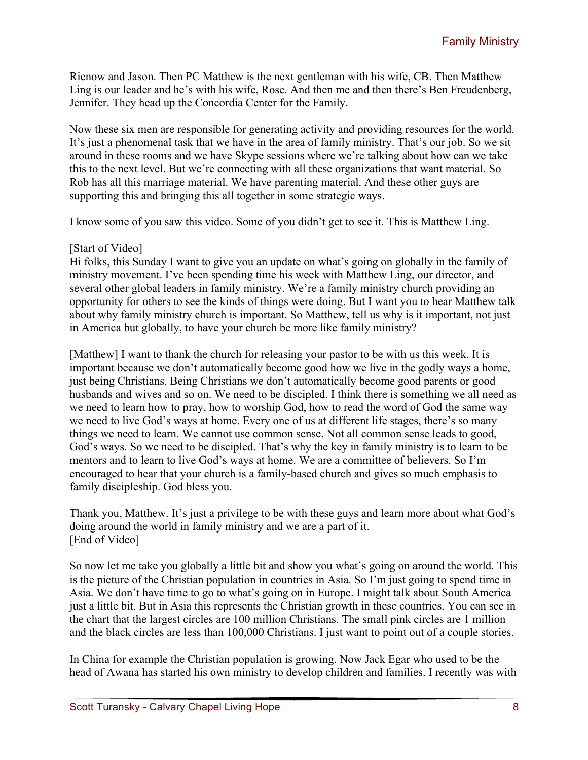Rienow and Jason. Then PC Matthew is the next gentleman with his wife, CB. Then Matthew Ling is our leader and he's with his wife, Rose. And then me and then there's Ben Freudenberg, Jennifer. They head up the Concordia Center for the Family.

Now these six men are responsible for generating activity and providing resources for the world. It's just a phenomenal task that we have in the area of family ministry. That's our job. So we sit around in these rooms and we have Skype sessions where we're talking about how can we take this to the next level. But we're connecting with all these organizations that want material. So Rob has all this marriage material. We have parenting material. And these other guys are supporting this and bringing this all together in some strategic ways.

I know some of you saw this video. Some of you didn't get to see it. This is Matthew Ling.

[Start of Video]
Hi folks, this Sunday I want to give you an update on what's going on globally in the family of ministry movement. I've been spending time his week with Matthew Ling, our director, and several other global leaders in family ministry. We're a family ministry church providing an opportunity for others to see the kinds of things were doing. But I want you to hear Matthew talk about why family ministry church is important. So Matthew, tell us why is it important, not just in America but globally, to have your church be more like family ministry?

[Matthew] I want to thank the church for releasing your pastor to be with us this week. It is important because we don't automatically become good how we live in the godly ways a home, just being Christians. Being Christians we don't automatically become good parents or good husbands and wives and so on. We need to be discipled. I think there is something we all need as we need to learn how to pray, how to worship God, how to read the word of God the same way we need to live God's ways at home. Every one of us at different life stages, there's so many things we need to learn. We cannot use common sense. Not all common sense leads to good, God's ways. So we need to be discipled. That's why the key in family ministry is to learn to be mentors and to learn to live God's ways at home. We are a committee of believers. So I'm encouraged to hear that your church is a family-based church and gives so much emphasis to family discipleship. God bless you.

Thank you, Matthew. It's just a privilege to be with these guys and learn more about what God's doing around the world in family ministry and we are a part of it.
[End of Video]

So now let me take you globally a little bit and show you what's going on around the world. This is the picture of the Christian population in countries in Asia. So I'm just going to spend time in Asia. We don't have time to go to what's going on in Europe. I might talk about South America just a little bit. But in Asia this represents the Christian growth in these countries. You can see in the chart that the largest circles are 100 million Christians. The small pink circles are 1 million and the black circles are less than 100,000 Christians. I just want to point out of a couple stories.

In China for example the Christian population is growing. Now Jack Egar who used to be the head of Awana has started his own ministry to develop children and families. I recently was with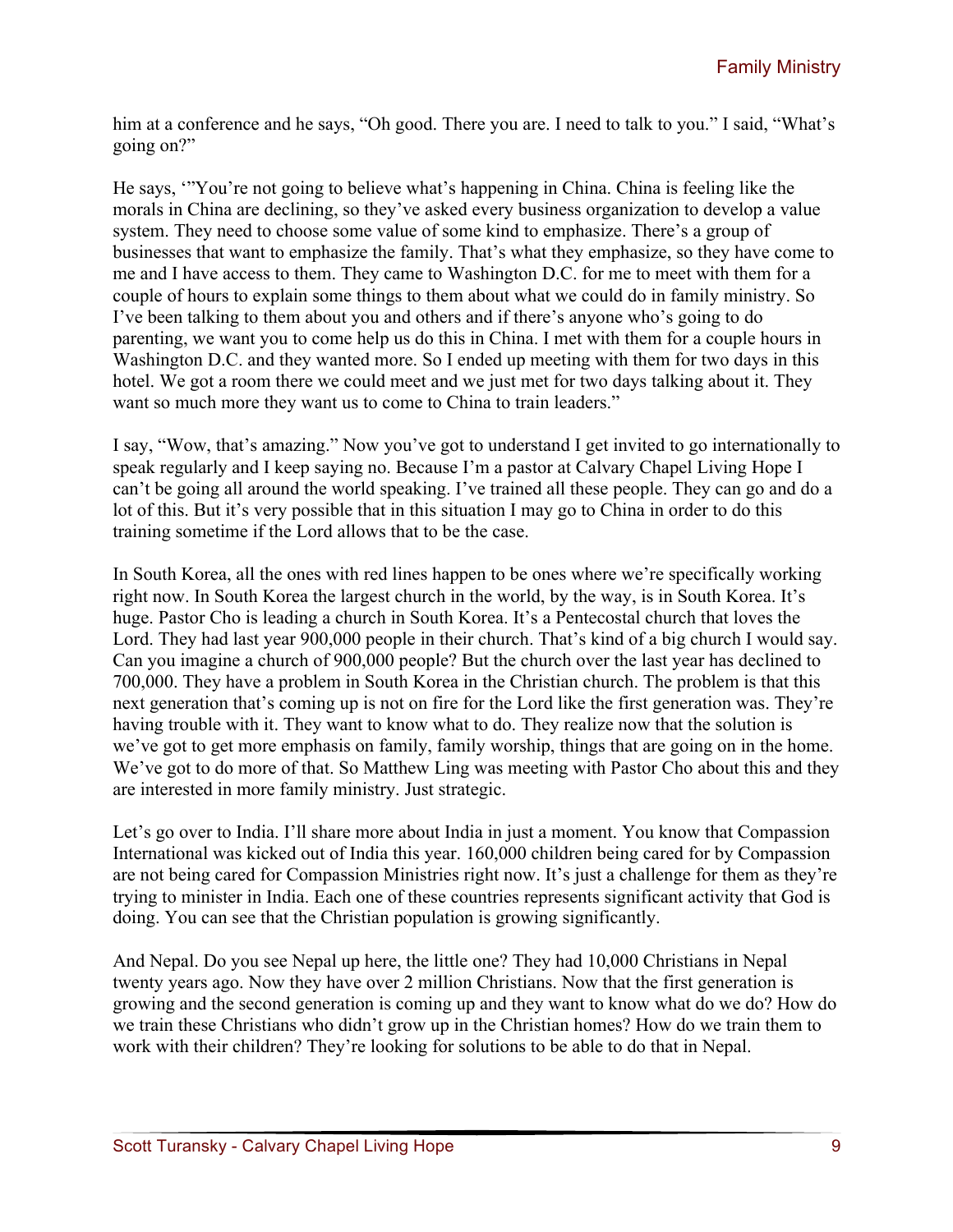him at a conference and he says, "Oh good. There you are. I need to talk to you." I said, "What's going on?"

He says, '"You're not going to believe what's happening in China. China is feeling like the morals in China are declining, so they've asked every business organization to develop a value system. They need to choose some value of some kind to emphasize. There's a group of businesses that want to emphasize the family. That's what they emphasize, so they have come to me and I have access to them. They came to Washington D.C. for me to meet with them for a couple of hours to explain some things to them about what we could do in family ministry. So I've been talking to them about you and others and if there's anyone who's going to do parenting, we want you to come help us do this in China. I met with them for a couple hours in Washington D.C. and they wanted more. So I ended up meeting with them for two days in this hotel. We got a room there we could meet and we just met for two days talking about it. They want so much more they want us to come to China to train leaders."

I say, "Wow, that's amazing." Now you've got to understand I get invited to go internationally to speak regularly and I keep saying no. Because I'm a pastor at Calvary Chapel Living Hope I can't be going all around the world speaking. I've trained all these people. They can go and do a lot of this. But it's very possible that in this situation I may go to China in order to do this training sometime if the Lord allows that to be the case.

In South Korea, all the ones with red lines happen to be ones where we're specifically working right now. In South Korea the largest church in the world, by the way, is in South Korea. It's huge. Pastor Cho is leading a church in South Korea. It's a Pentecostal church that loves the Lord. They had last year 900,000 people in their church. That's kind of a big church I would say. Can you imagine a church of 900,000 people? But the church over the last year has declined to 700,000. They have a problem in South Korea in the Christian church. The problem is that this next generation that's coming up is not on fire for the Lord like the first generation was. They're having trouble with it. They want to know what to do. They realize now that the solution is we've got to get more emphasis on family, family worship, things that are going on in the home. We've got to do more of that. So Matthew Ling was meeting with Pastor Cho about this and they are interested in more family ministry. Just strategic.

Let's go over to India. I'll share more about India in just a moment. You know that Compassion International was kicked out of India this year. 160,000 children being cared for by Compassion are not being cared for Compassion Ministries right now. It's just a challenge for them as they're trying to minister in India. Each one of these countries represents significant activity that God is doing. You can see that the Christian population is growing significantly.

And Nepal. Do you see Nepal up here, the little one? They had 10,000 Christians in Nepal twenty years ago. Now they have over 2 million Christians. Now that the first generation is growing and the second generation is coming up and they want to know what do we do? How do we train these Christians who didn't grow up in the Christian homes? How do we train them to work with their children? They're looking for solutions to be able to do that in Nepal.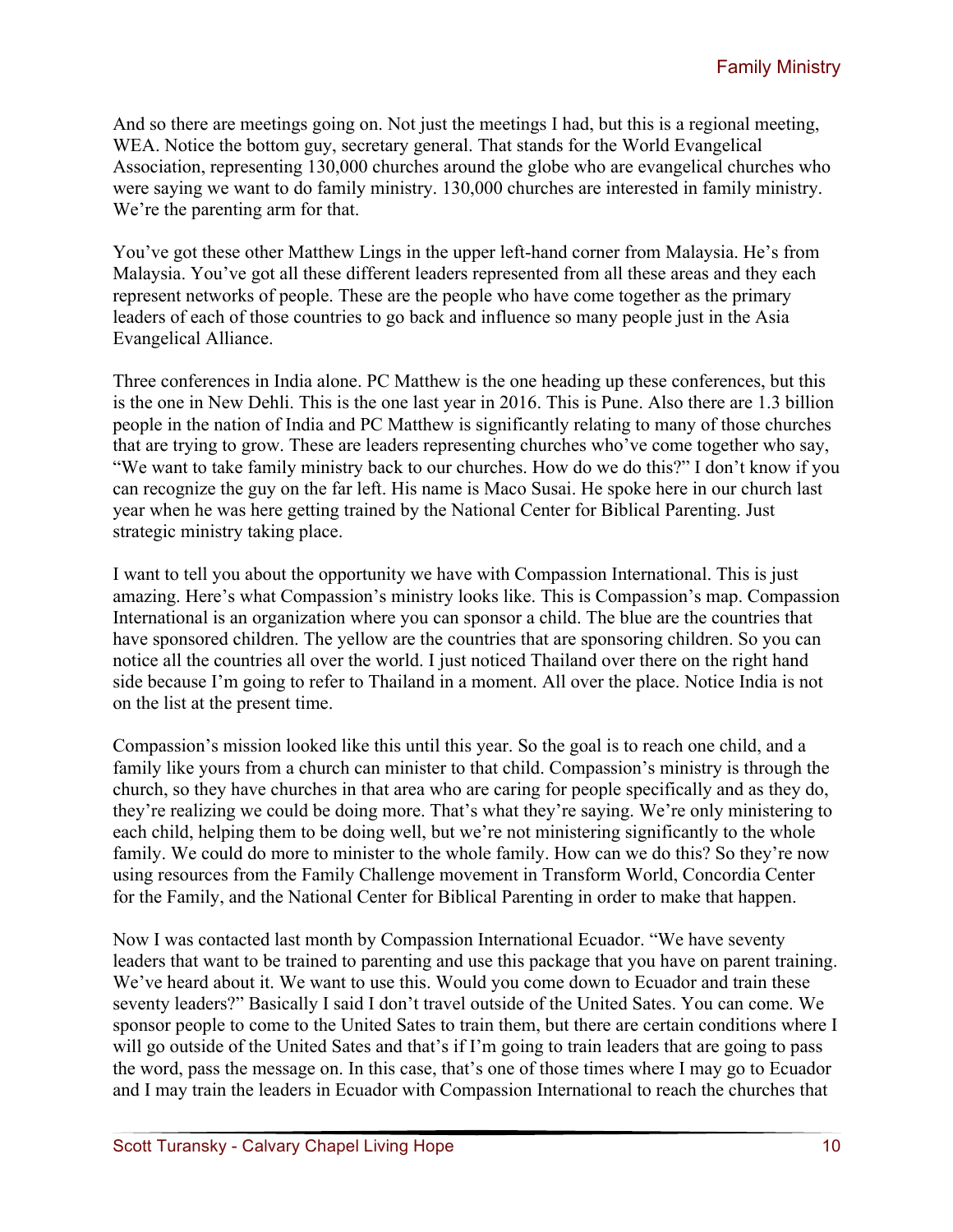And so there are meetings going on. Not just the meetings I had, but this is a regional meeting, WEA. Notice the bottom guy, secretary general. That stands for the World Evangelical Association, representing 130,000 churches around the globe who are evangelical churches who were saying we want to do family ministry. 130,000 churches are interested in family ministry. We're the parenting arm for that.

You've got these other Matthew Lings in the upper left-hand corner from Malaysia. He's from Malaysia. You've got all these different leaders represented from all these areas and they each represent networks of people. These are the people who have come together as the primary leaders of each of those countries to go back and influence so many people just in the Asia Evangelical Alliance.

Three conferences in India alone. PC Matthew is the one heading up these conferences, but this is the one in New Dehli. This is the one last year in 2016. This is Pune. Also there are 1.3 billion people in the nation of India and PC Matthew is significantly relating to many of those churches that are trying to grow. These are leaders representing churches who've come together who say, "We want to take family ministry back to our churches. How do we do this?" I don't know if you can recognize the guy on the far left. His name is Maco Susai. He spoke here in our church last year when he was here getting trained by the National Center for Biblical Parenting. Just strategic ministry taking place.

I want to tell you about the opportunity we have with Compassion International. This is just amazing. Here's what Compassion's ministry looks like. This is Compassion's map. Compassion International is an organization where you can sponsor a child. The blue are the countries that have sponsored children. The yellow are the countries that are sponsoring children. So you can notice all the countries all over the world. I just noticed Thailand over there on the right hand side because I'm going to refer to Thailand in a moment. All over the place. Notice India is not on the list at the present time.

Compassion's mission looked like this until this year. So the goal is to reach one child, and a family like yours from a church can minister to that child. Compassion's ministry is through the church, so they have churches in that area who are caring for people specifically and as they do, they're realizing we could be doing more. That's what they're saying. We're only ministering to each child, helping them to be doing well, but we're not ministering significantly to the whole family. We could do more to minister to the whole family. How can we do this? So they're now using resources from the Family Challenge movement in Transform World, Concordia Center for the Family, and the National Center for Biblical Parenting in order to make that happen.

Now I was contacted last month by Compassion International Ecuador. "We have seventy leaders that want to be trained to parenting and use this package that you have on parent training. We've heard about it. We want to use this. Would you come down to Ecuador and train these seventy leaders?" Basically I said I don't travel outside of the United Sates. You can come. We sponsor people to come to the United Sates to train them, but there are certain conditions where I will go outside of the United Sates and that's if I'm going to train leaders that are going to pass the word, pass the message on. In this case, that's one of those times where I may go to Ecuador and I may train the leaders in Ecuador with Compassion International to reach the churches that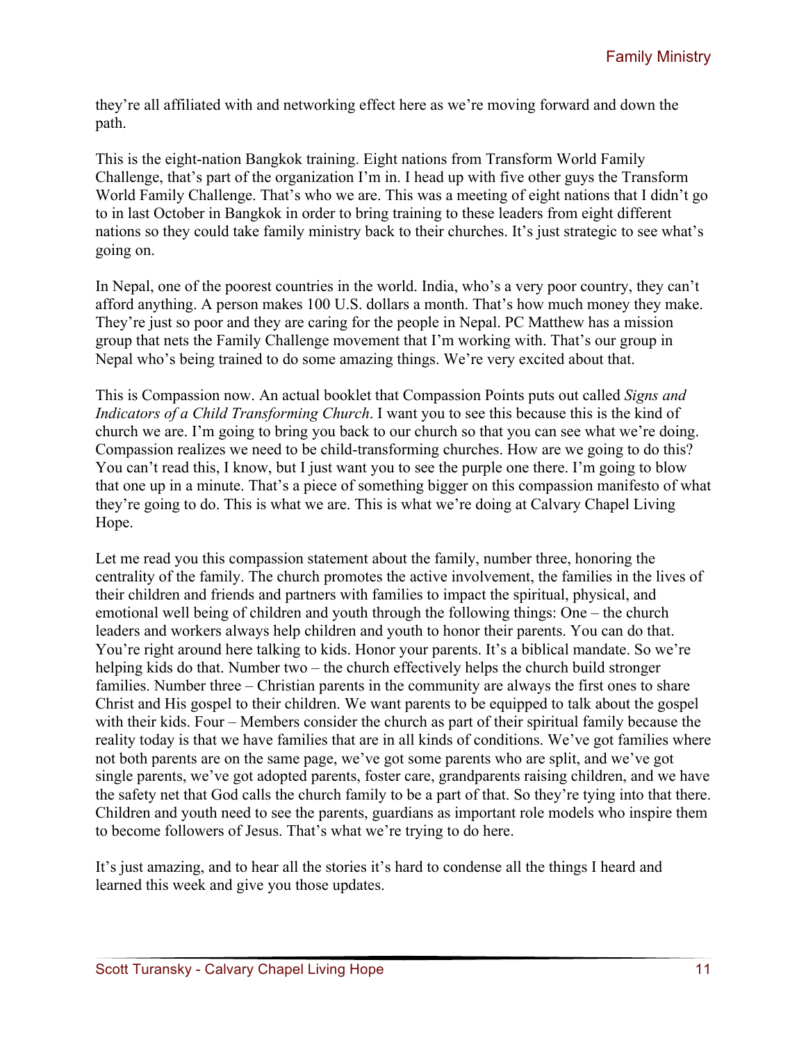they're all affiliated with and networking effect here as we're moving forward and down the path.

This is the eight-nation Bangkok training. Eight nations from Transform World Family Challenge, that's part of the organization I'm in. I head up with five other guys the Transform World Family Challenge. That's who we are. This was a meeting of eight nations that I didn't go to in last October in Bangkok in order to bring training to these leaders from eight different nations so they could take family ministry back to their churches. It's just strategic to see what's going on.

In Nepal, one of the poorest countries in the world. India, who's a very poor country, they can't afford anything. A person makes 100 U.S. dollars a month. That's how much money they make. They're just so poor and they are caring for the people in Nepal. PC Matthew has a mission group that nets the Family Challenge movement that I'm working with. That's our group in Nepal who's being trained to do some amazing things. We're very excited about that.

This is Compassion now. An actual booklet that Compassion Points puts out called *Signs and Indicators of a Child Transforming Church*. I want you to see this because this is the kind of church we are. I'm going to bring you back to our church so that you can see what we're doing. Compassion realizes we need to be child-transforming churches. How are we going to do this? You can't read this, I know, but I just want you to see the purple one there. I'm going to blow that one up in a minute. That's a piece of something bigger on this compassion manifesto of what they're going to do. This is what we are. This is what we're doing at Calvary Chapel Living Hope.

Let me read you this compassion statement about the family, number three, honoring the centrality of the family. The church promotes the active involvement, the families in the lives of their children and friends and partners with families to impact the spiritual, physical, and emotional well being of children and youth through the following things: One – the church leaders and workers always help children and youth to honor their parents. You can do that. You're right around here talking to kids. Honor your parents. It's a biblical mandate. So we're helping kids do that. Number two – the church effectively helps the church build stronger families. Number three – Christian parents in the community are always the first ones to share Christ and His gospel to their children. We want parents to be equipped to talk about the gospel with their kids. Four – Members consider the church as part of their spiritual family because the reality today is that we have families that are in all kinds of conditions. We've got families where not both parents are on the same page, we've got some parents who are split, and we've got single parents, we've got adopted parents, foster care, grandparents raising children, and we have the safety net that God calls the church family to be a part of that. So they're tying into that there. Children and youth need to see the parents, guardians as important role models who inspire them to become followers of Jesus. That's what we're trying to do here.

It's just amazing, and to hear all the stories it's hard to condense all the things I heard and learned this week and give you those updates.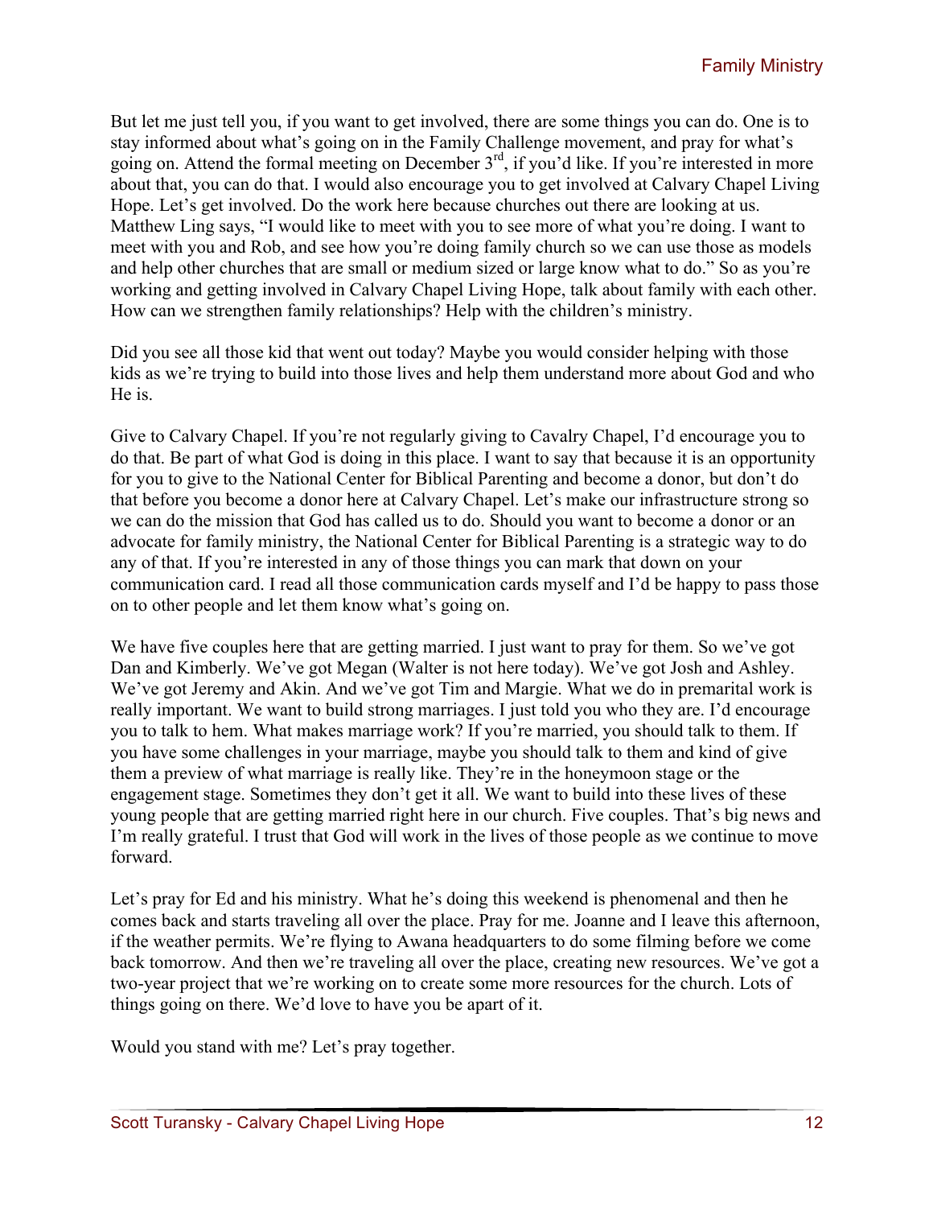But let me just tell you, if you want to get involved, there are some things you can do. One is to stay informed about what's going on in the Family Challenge movement, and pray for what's going on. Attend the formal meeting on December 3rd, if you'd like. If you're interested in more about that, you can do that. I would also encourage you to get involved at Calvary Chapel Living Hope. Let's get involved. Do the work here because churches out there are looking at us. Matthew Ling says, "I would like to meet with you to see more of what you're doing. I want to meet with you and Rob, and see how you're doing family church so we can use those as models and help other churches that are small or medium sized or large know what to do." So as you're working and getting involved in Calvary Chapel Living Hope, talk about family with each other. How can we strengthen family relationships? Help with the children's ministry.

Did you see all those kid that went out today? Maybe you would consider helping with those kids as we're trying to build into those lives and help them understand more about God and who He is.

Give to Calvary Chapel. If you're not regularly giving to Cavalry Chapel, I'd encourage you to do that. Be part of what God is doing in this place. I want to say that because it is an opportunity for you to give to the National Center for Biblical Parenting and become a donor, but don't do that before you become a donor here at Calvary Chapel. Let's make our infrastructure strong so we can do the mission that God has called us to do. Should you want to become a donor or an advocate for family ministry, the National Center for Biblical Parenting is a strategic way to do any of that. If you're interested in any of those things you can mark that down on your communication card. I read all those communication cards myself and I'd be happy to pass those on to other people and let them know what's going on.

We have five couples here that are getting married. I just want to pray for them. So we've got Dan and Kimberly. We've got Megan (Walter is not here today). We've got Josh and Ashley. We've got Jeremy and Akin. And we've got Tim and Margie. What we do in premarital work is really important. We want to build strong marriages. I just told you who they are. I'd encourage you to talk to hem. What makes marriage work? If you're married, you should talk to them. If you have some challenges in your marriage, maybe you should talk to them and kind of give them a preview of what marriage is really like. They're in the honeymoon stage or the engagement stage. Sometimes they don't get it all. We want to build into these lives of these young people that are getting married right here in our church. Five couples. That's big news and I'm really grateful. I trust that God will work in the lives of those people as we continue to move forward.

Let's pray for Ed and his ministry. What he's doing this weekend is phenomenal and then he comes back and starts traveling all over the place. Pray for me. Joanne and I leave this afternoon, if the weather permits. We're flying to Awana headquarters to do some filming before we come back tomorrow. And then we're traveling all over the place, creating new resources. We've got a two-year project that we're working on to create some more resources for the church. Lots of things going on there. We'd love to have you be apart of it.

Would you stand with me? Let's pray together.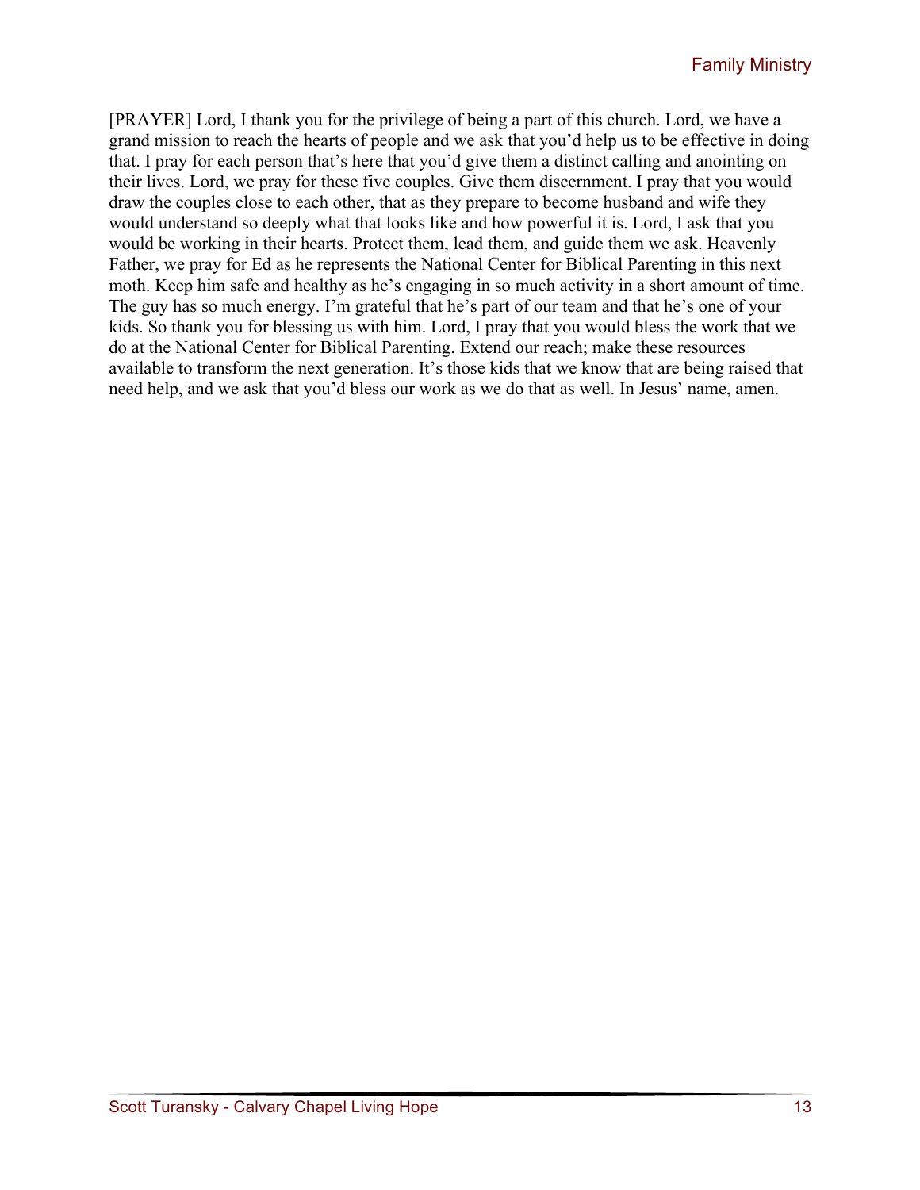[PRAYER] Lord, I thank you for the privilege of being a part of this church. Lord, we have a grand mission to reach the hearts of people and we ask that you'd help us to be effective in doing that. I pray for each person that's here that you'd give them a distinct calling and anointing on their lives. Lord, we pray for these five couples. Give them discernment. I pray that you would draw the couples close to each other, that as they prepare to become husband and wife they would understand so deeply what that looks like and how powerful it is. Lord, I ask that you would be working in their hearts. Protect them, lead them, and guide them we ask. Heavenly Father, we pray for Ed as he represents the National Center for Biblical Parenting in this next moth. Keep him safe and healthy as he's engaging in so much activity in a short amount of time. The guy has so much energy. I'm grateful that he's part of our team and that he's one of your kids. So thank you for blessing us with him. Lord, I pray that you would bless the work that we do at the National Center for Biblical Parenting. Extend our reach; make these resources available to transform the next generation. It's those kids that we know that are being raised that need help, and we ask that you'd bless our work as we do that as well. In Jesus' name, amen.